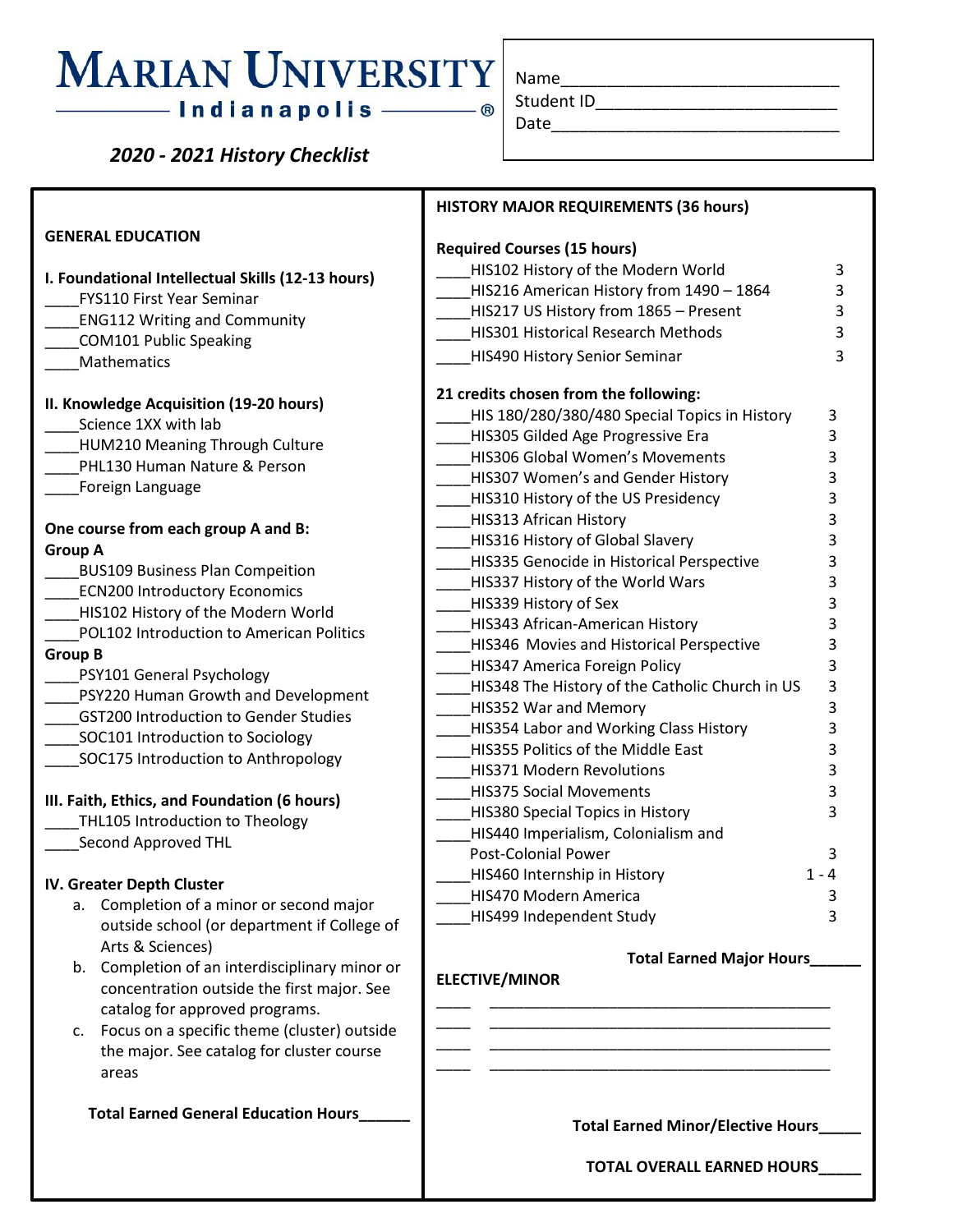# Marian University Indianapolis

*2020 - 2021 History Checklist*

Name____________________________

Student ID_________________________

Date_____________________________

## GENERAL EDUCATION

**I. Foundational Intellectual Skills (12-13 hours)**

____FYS110 First Year Seminar
____ENG112 Writing and Community
____COM101 Public Speaking
____Mathematics

**II. Knowledge Acquisition (19-20 hours)**

____Science 1XX with lab
____HUM210 Meaning Through Culture
____PHL130 Human Nature & Person
____Foreign Language

**One course from each group A and B:**

**Group A**

____BUS109 Business Plan Compeition
____ECN200 Introductory Economics
____HIS102 History of the Modern World
____POL102 Introduction to American Politics

**Group B**

____PSY101 General Psychology
____PSY220 Human Growth and Development
____GST200 Introduction to Gender Studies
____SOC101 Introduction to Sociology
____SOC175 Introduction to Anthropology

**III. Faith, Ethics, and Foundation (6 hours)**

____THL105 Introduction to Theology
____Second Approved THL

**IV. Greater Depth Cluster**

a. Completion of a minor or second major outside school (or department if College of Arts & Sciences)
b. Completion of an interdisciplinary minor or concentration outside the first major. See catalog for approved programs.
c. Focus on a specific theme (cluster) outside the major. See catalog for cluster course areas

**Total Earned General Education Hours______**

## HISTORY MAJOR REQUIREMENTS (36 hours)

**Required Courses (15 hours)**

| Course | Hours |
|---|---|
| ____HIS102 History of the Modern World | 3 |
| ____HIS216 American History from 1490 – 1864 | 3 |
| ____HIS217 US History from 1865 – Present | 3 |
| ____HIS301 Historical Research Methods | 3 |
| ____HIS490 History Senior Seminar | 3 |

**21 credits chosen from the following:**

| Course | Hours |
|---|---|
| ____HIS 180/280/380/480 Special Topics in History | 3 |
| ____HIS305 Gilded Age Progressive Era | 3 |
| ____HIS306 Global Women's Movements | 3 |
| ____HIS307 Women's and Gender History | 3 |
| ____HIS310 History of the US Presidency | 3 |
| ____HIS313 African History | 3 |
| ____HIS316 History of Global Slavery | 3 |
| ____HIS335 Genocide in Historical Perspective | 3 |
| ____HIS337 History of the World Wars | 3 |
| ____HIS339 History of Sex | 3 |
| ____HIS343 African-American History | 3 |
| ____HIS346 Movies and Historical Perspective | 3 |
| ____HIS347 America Foreign Policy | 3 |
| ____HIS348 The History of the Catholic Church in US | 3 |
| ____HIS352 War and Memory | 3 |
| ____HIS354 Labor and Working Class History | 3 |
| ____HIS355 Politics of the Middle East | 3 |
| ____HIS371 Modern Revolutions | 3 |
| ____HIS375 Social Movements | 3 |
| ____HIS380 Special Topics in History | 3 |
| ____HIS440 Imperialism, Colonialism and Post-Colonial Power | 3 |
| ____HIS460 Internship in History | 1 - 4 |
| ____HIS470 Modern America | 3 |
| ____HIS499 Independent Study | 3 |

**Total Earned Major Hours______**

## ELECTIVE/MINOR

____ ________________________________________
____ ________________________________________
____ ________________________________________
____ ________________________________________

**Total Earned Minor/Elective Hours_____**

**TOTAL OVERALL EARNED HOURS_____**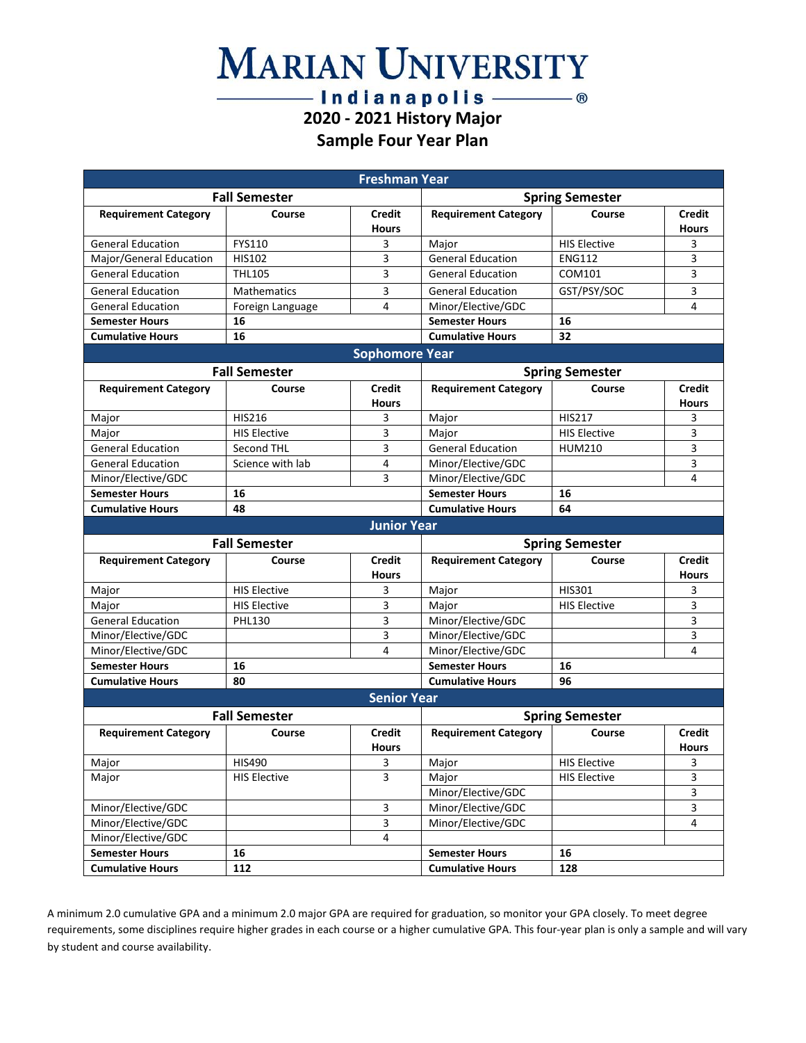# Marian University

**Indianapolis**

## 2020 - 2021 History Major

## Sample Four Year Plan

| Freshman Year | | | | | |
|---|---|---|---|---|---|
| **Fall Semester** | | | **Spring Semester** | | |
| **Requirement Category** | **Course** | **Credit Hours** | **Requirement Category** | **Course** | **Credit Hours** |
| General Education | FYS110 | 3 | Major | HIS Elective | 3 |
| Major/General Education | HIS102 | 3 | General Education | ENG112 | 3 |
| General Education | THL105 | 3 | General Education | COM101 | 3 |
| General Education | Mathematics | 3 | General Education | GST/PSY/SOC | 3 |
| General Education | Foreign Language | 4 | Minor/Elective/GDC | | 4 |
| **Semester Hours** | **16** | | **Semester Hours** | **16** | |
| **Cumulative Hours** | **16** | | **Cumulative Hours** | **32** | |
| **Sophomore Year** | | | | | |
| **Fall Semester** | | | **Spring Semester** | | |
| **Requirement Category** | **Course** | **Credit Hours** | **Requirement Category** | **Course** | **Credit Hours** |
| Major | HIS216 | 3 | Major | HIS217 | 3 |
| Major | HIS Elective | 3 | Major | HIS Elective | 3 |
| General Education | Second THL | 3 | General Education | HUM210 | 3 |
| General Education | Science with lab | 4 | Minor/Elective/GDC | | 3 |
| Minor/Elective/GDC | | 3 | Minor/Elective/GDC | | 4 |
| **Semester Hours** | **16** | | **Semester Hours** | **16** | |
| **Cumulative Hours** | **48** | | **Cumulative Hours** | **64** | |
| **Junior Year** | | | | | |
| **Fall Semester** | | | **Spring Semester** | | |
| **Requirement Category** | **Course** | **Credit Hours** | **Requirement Category** | **Course** | **Credit Hours** |
| Major | HIS Elective | 3 | Major | HIS301 | 3 |
| Major | HIS Elective | 3 | Major | HIS Elective | 3 |
| General Education | PHL130 | 3 | Minor/Elective/GDC | | 3 |
| Minor/Elective/GDC | | 3 | Minor/Elective/GDC | | 3 |
| Minor/Elective/GDC | | 4 | Minor/Elective/GDC | | 4 |
| **Semester Hours** | **16** | | **Semester Hours** | **16** | |
| **Cumulative Hours** | **80** | | **Cumulative Hours** | **96** | |
| **Senior Year** | | | | | |
| **Fall Semester** | | | **Spring Semester** | | |
| **Requirement Category** | **Course** | **Credit Hours** | **Requirement Category** | **Course** | **Credit Hours** |
| Major | HIS490 | 3 | Major | HIS Elective | 3 |
| Major | HIS Elective | 3 | Major | HIS Elective | 3 |
| | | | Minor/Elective/GDC | | 3 |
| Minor/Elective/GDC | | 3 | Minor/Elective/GDC | | 3 |
| Minor/Elective/GDC | | 3 | Minor/Elective/GDC | | 4 |
| Minor/Elective/GDC | | 4 | | | |
| **Semester Hours** | **16** | | **Semester Hours** | **16** | |
| **Cumulative Hours** | **112** | | **Cumulative Hours** | **128** | |

A minimum 2.0 cumulative GPA and a minimum 2.0 major GPA are required for graduation, so monitor your GPA closely. To meet degree requirements, some disciplines require higher grades in each course or a higher cumulative GPA. This four-year plan is only a sample and will vary by student and course availability.